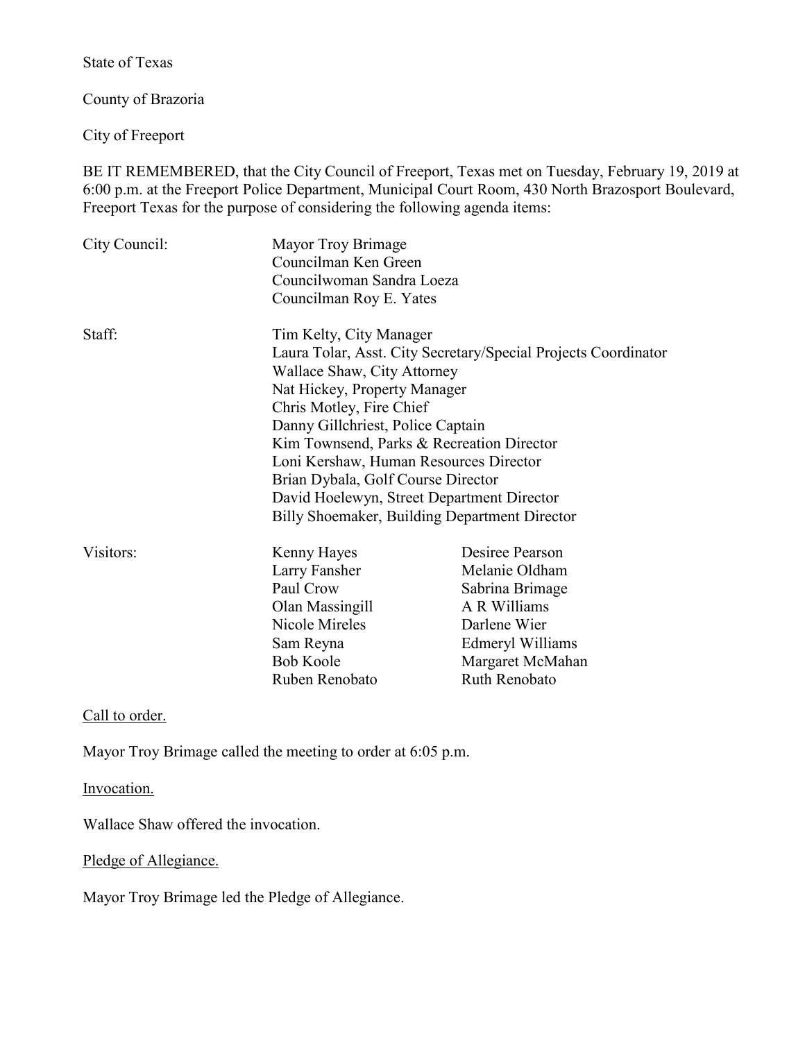State of Texas

County of Brazoria

City of Freeport

BE IT REMEMBERED, that the City Council of Freeport, Texas met on Tuesday, February 19, 2019 at 6:00 p.m. at the Freeport Police Department, Municipal Court Room, 430 North Brazosport Boulevard, Freeport Texas for the purpose of considering the following agenda items:

City Council:
- Mayor Troy Brimage
- Councilman Ken Green
- Councilwoman Sandra Loeza
- Councilman Roy E. Yates

Staff:
- Tim Kelty, City Manager
- Laura Tolar, Asst. City Secretary/Special Projects Coordinator
- Wallace Shaw, City Attorney
- Nat Hickey, Property Manager
- Chris Motley, Fire Chief
- Danny Gillchriest, Police Captain
- Kim Townsend, Parks & Recreation Director
- Loni Kershaw, Human Resources Director
- Brian Dybala, Golf Course Director
- David Hoelewyn, Street Department Director
- Billy Shoemaker, Building Department Director

Visitors:

| | |
|---|---|
| Kenny Hayes | Desiree Pearson |
| Larry Fansher | Melanie Oldham |
| Paul Crow | Sabrina Brimage |
| Olan Massingill | A R Williams |
| Nicole Mireles | Darlene Wier |
| Sam Reyna | Edmeryl Williams |
| Bob Koole | Margaret McMahan |
| Ruben Renobato | Ruth Renobato |

Call to order.

Mayor Troy Brimage called the meeting to order at 6:05 p.m.

Invocation.

Wallace Shaw offered the invocation.

Pledge of Allegiance.

Mayor Troy Brimage led the Pledge of Allegiance.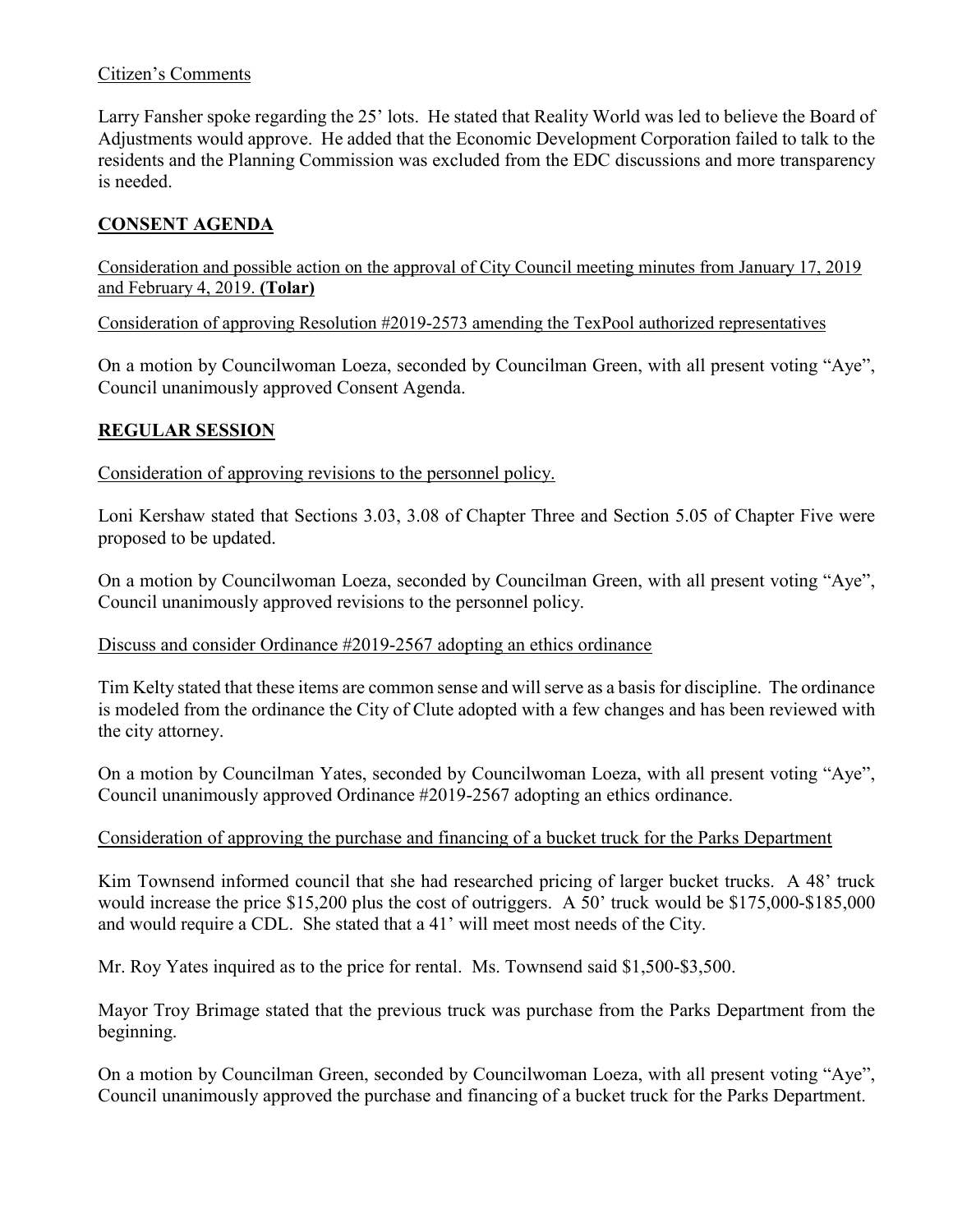Citizen's Comments

Larry Fansher spoke regarding the 25' lots. He stated that Reality World was led to believe the Board of Adjustments would approve. He added that the Economic Development Corporation failed to talk to the residents and the Planning Commission was excluded from the EDC discussions and more transparency is needed.

## CONSENT AGENDA

Consideration and possible action on the approval of City Council meeting minutes from January 17, 2019 and February 4, 2019. **(Tolar)**

Consideration of approving Resolution #2019-2573 amending the TexPool authorized representatives

On a motion by Councilwoman Loeza, seconded by Councilman Green, with all present voting "Aye", Council unanimously approved Consent Agenda.

## REGULAR SESSION

Consideration of approving revisions to the personnel policy.

Loni Kershaw stated that Sections 3.03, 3.08 of Chapter Three and Section 5.05 of Chapter Five were proposed to be updated.

On a motion by Councilwoman Loeza, seconded by Councilman Green, with all present voting "Aye", Council unanimously approved revisions to the personnel policy.

Discuss and consider Ordinance #2019-2567 adopting an ethics ordinance

Tim Kelty stated that these items are common sense and will serve as a basis for discipline. The ordinance is modeled from the ordinance the City of Clute adopted with a few changes and has been reviewed with the city attorney.

On a motion by Councilman Yates, seconded by Councilwoman Loeza, with all present voting "Aye", Council unanimously approved Ordinance #2019-2567 adopting an ethics ordinance.

Consideration of approving the purchase and financing of a bucket truck for the Parks Department

Kim Townsend informed council that she had researched pricing of larger bucket trucks. A 48' truck would increase the price $15,200 plus the cost of outriggers. A 50' truck would be $175,000-$185,000 and would require a CDL. She stated that a 41' will meet most needs of the City.

Mr. Roy Yates inquired as to the price for rental. Ms. Townsend said $1,500-$3,500.

Mayor Troy Brimage stated that the previous truck was purchase from the Parks Department from the beginning.

On a motion by Councilman Green, seconded by Councilwoman Loeza, with all present voting "Aye", Council unanimously approved the purchase and financing of a bucket truck for the Parks Department.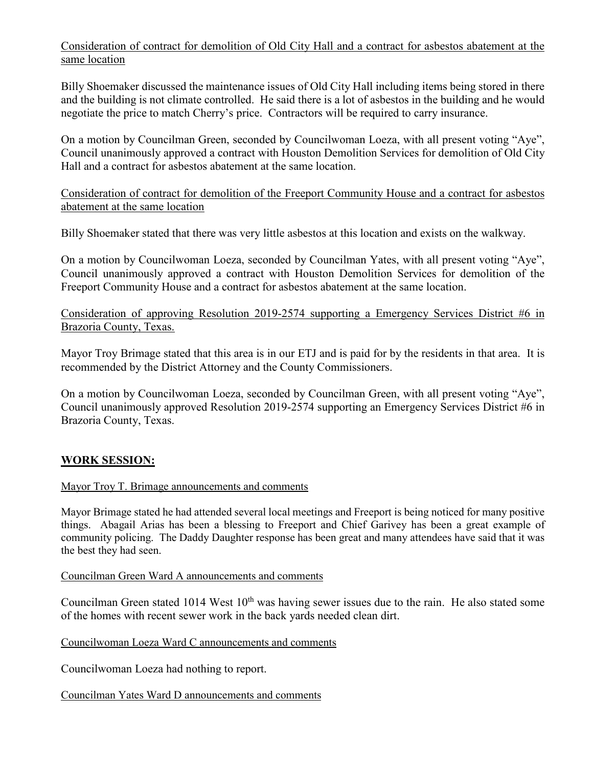Consideration of contract for demolition of Old City Hall and a contract for asbestos abatement at the same location

Billy Shoemaker discussed the maintenance issues of Old City Hall including items being stored in there and the building is not climate controlled. He said there is a lot of asbestos in the building and he would negotiate the price to match Cherry's price. Contractors will be required to carry insurance.

On a motion by Councilman Green, seconded by Councilwoman Loeza, with all present voting "Aye", Council unanimously approved a contract with Houston Demolition Services for demolition of Old City Hall and a contract for asbestos abatement at the same location.

Consideration of contract for demolition of the Freeport Community House and a contract for asbestos abatement at the same location

Billy Shoemaker stated that there was very little asbestos at this location and exists on the walkway.

On a motion by Councilwoman Loeza, seconded by Councilman Yates, with all present voting "Aye", Council unanimously approved a contract with Houston Demolition Services for demolition of the Freeport Community House and a contract for asbestos abatement at the same location.

Consideration of approving Resolution 2019-2574 supporting a Emergency Services District #6 in Brazoria County, Texas.

Mayor Troy Brimage stated that this area is in our ETJ and is paid for by the residents in that area. It is recommended by the District Attorney and the County Commissioners.

On a motion by Councilwoman Loeza, seconded by Councilman Green, with all present voting "Aye", Council unanimously approved Resolution 2019-2574 supporting an Emergency Services District #6 in Brazoria County, Texas.

## WORK SESSION:

Mayor Troy T. Brimage announcements and comments

Mayor Brimage stated he had attended several local meetings and Freeport is being noticed for many positive things. Abagail Arias has been a blessing to Freeport and Chief Garivey has been a great example of community policing. The Daddy Daughter response has been great and many attendees have said that it was the best they had seen.

Councilman Green Ward A announcements and comments

Councilman Green stated 1014 West 10th was having sewer issues due to the rain. He also stated some of the homes with recent sewer work in the back yards needed clean dirt.

Councilwoman Loeza Ward C announcements and comments

Councilwoman Loeza had nothing to report.

Councilman Yates Ward D announcements and comments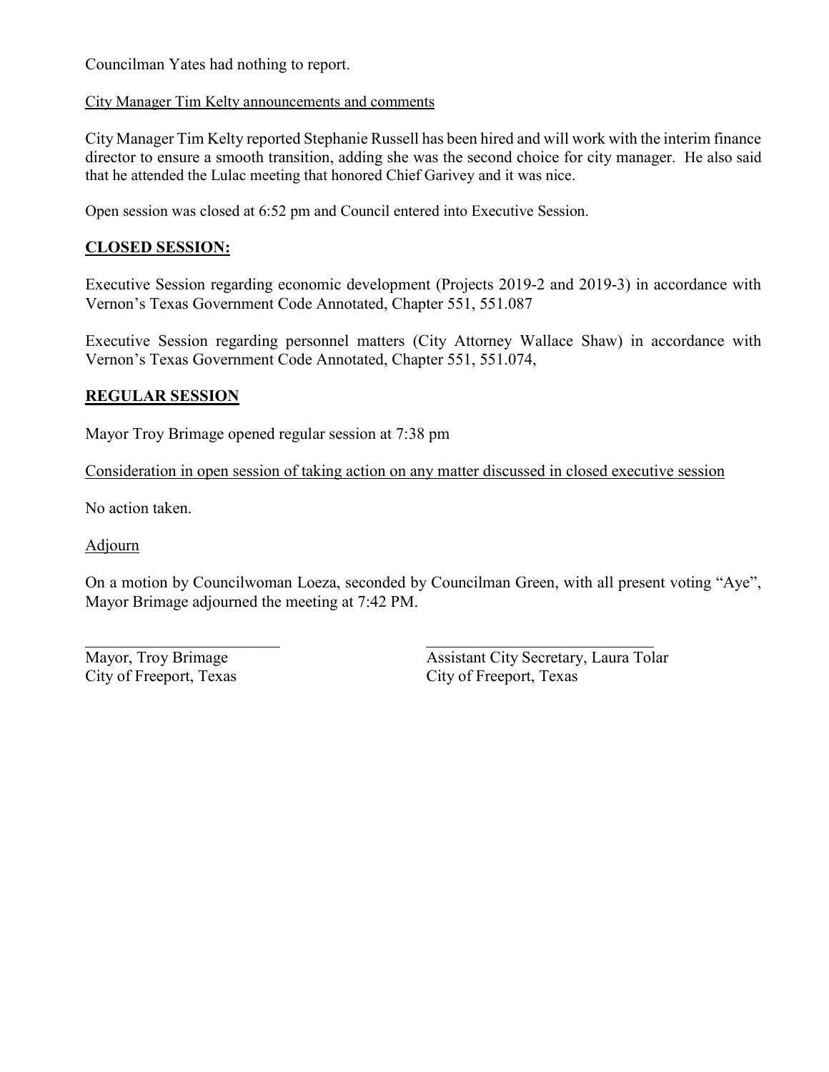Councilman Yates had nothing to report.

City Manager Tim Kelty announcements and comments

City Manager Tim Kelty reported Stephanie Russell has been hired and will work with the interim finance director to ensure a smooth transition, adding she was the second choice for city manager. He also said that he attended the Lulac meeting that honored Chief Garivey and it was nice.

Open session was closed at 6:52 pm and Council entered into Executive Session.

## CLOSED SESSION:

Executive Session regarding economic development (Projects 2019-2 and 2019-3) in accordance with Vernon's Texas Government Code Annotated, Chapter 551, 551.087

Executive Session regarding personnel matters (City Attorney Wallace Shaw) in accordance with Vernon's Texas Government Code Annotated, Chapter 551, 551.074,

## REGULAR SESSION

Mayor Troy Brimage opened regular session at 7:38 pm

Consideration in open session of taking action on any matter discussed in closed executive session

No action taken.

Adjourn

On a motion by Councilwoman Loeza, seconded by Councilman Green, with all present voting "Aye", Mayor Brimage adjourned the meeting at 7:42 PM.

\_\_\_\_\_\_\_\_\_\_\_\_\_\_\_\_\_\_\_\_\_\_\_\_
Mayor, Troy Brimage
City of Freeport, Texas

\_\_\_\_\_\_\_\_\_\_\_\_\_\_\_\_\_\_\_\_\_\_\_\_
Assistant City Secretary, Laura Tolar
City of Freeport, Texas